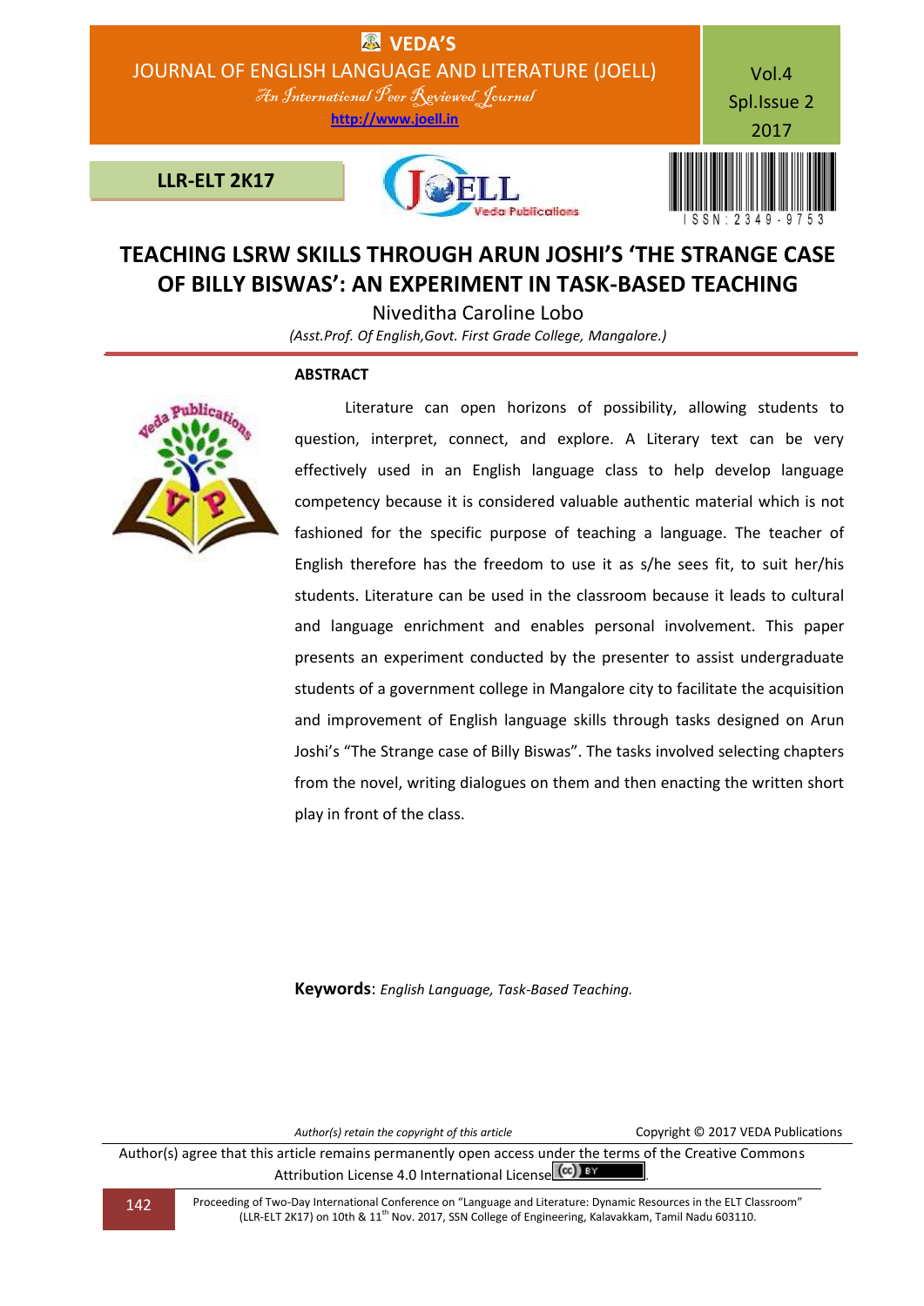# TEACHING LSRW SKILLS THROUGH ARUN JOSHI'S 'THE STRANGE CASE OF BILLY BISWAS': AN EXPERIMENT IN TASK-BASED TEACHING

**Niveditha Caroline Lobo**

*(Asst.Prof. Of English,Govt. First Grade College, Mangalore.)*

## ABSTRACT

Literature can open horizons of possibility, allowing students to question, interpret, connect, and explore. A Literary text can be very effectively used in an English language class to help develop language competency because it is considered valuable authentic material which is not fashioned for the specific purpose of teaching a language. The teacher of English therefore has the freedom to use it as s/he sees fit, to suit her/his students. Literature can be used in the classroom because it leads to cultural and language enrichment and enables personal involvement. This paper presents an experiment conducted by the presenter to assist undergraduate students of a government college in Mangalore city to facilitate the acquisition and improvement of English language skills through tasks designed on Arun Joshi's "The Strange case of Billy Biswas". The tasks involved selecting chapters from the novel, writing dialogues on them and then enacting the written short play in front of the class.

**Keywords**: *English Language, Task-Based Teaching.*

*Author(s) retain the copyright of this article* Copyright © 2017 VEDA Publications

Author(s) agree that this article remains permanently open access under the terms of the Creative Commons Attribution License 4.0 International License.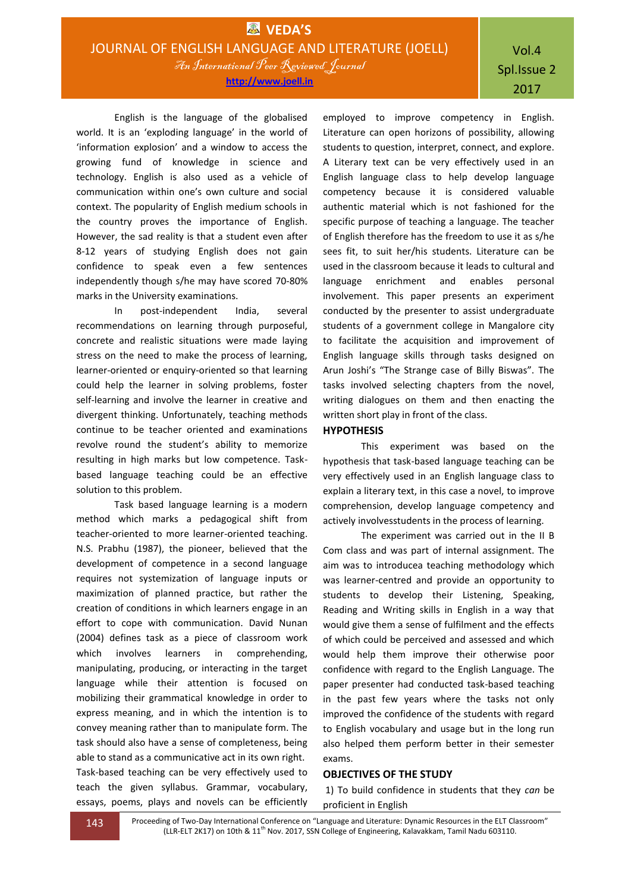English is the language of the globalised world. It is an 'exploding language' in the world of 'information explosion' and a window to access the growing fund of knowledge in science and technology. English is also used as a vehicle of communication within one's own culture and social context. The popularity of English medium schools in the country proves the importance of English. However, the sad reality is that a student even after 8-12 years of studying English does not gain confidence to speak even a few sentences independently though s/he may have scored 70-80% marks in the University examinations.

In post-independent India, several recommendations on learning through purposeful, concrete and realistic situations were made laying stress on the need to make the process of learning, learner-oriented or enquiry-oriented so that learning could help the learner in solving problems, foster self-learning and involve the learner in creative and divergent thinking. Unfortunately, teaching methods continue to be teacher oriented and examinations revolve round the student's ability to memorize resulting in high marks but low competence. Task-based language teaching could be an effective solution to this problem.

Task based language learning is a modern method which marks a pedagogical shift from teacher-oriented to more learner-oriented teaching. N.S. Prabhu (1987), the pioneer, believed that the development of competence in a second language requires not systemization of language inputs or maximization of planned practice, but rather the creation of conditions in which learners engage in an effort to cope with communication. David Nunan (2004) defines task as a piece of classroom work which involves learners in comprehending, manipulating, producing, or interacting in the target language while their attention is focused on mobilizing their grammatical knowledge in order to express meaning, and in which the intention is to convey meaning rather than to manipulate form. The task should also have a sense of completeness, being able to stand as a communicative act in its own right. Task-based teaching can be very effectively used to teach the given syllabus. Grammar, vocabulary, essays, poems, plays and novels can be efficiently employed to improve competency in English. Literature can open horizons of possibility, allowing students to question, interpret, connect, and explore. A Literary text can be very effectively used in an English language class to help develop language competency because it is considered valuable authentic material which is not fashioned for the specific purpose of teaching a language. The teacher of English therefore has the freedom to use it as s/he sees fit, to suit her/his students. Literature can be used in the classroom because it leads to cultural and language enrichment and enables personal involvement. This paper presents an experiment conducted by the presenter to assist undergraduate students of a government college in Mangalore city to facilitate the acquisition and improvement of English language skills through tasks designed on Arun Joshi's "The Strange case of Billy Biswas". The tasks involved selecting chapters from the novel, writing dialogues on them and then enacting the written short play in front of the class.

## HYPOTHESIS

This experiment was based on the hypothesis that task-based language teaching can be very effectively used in an English language class to explain a literary text, in this case a novel, to improve comprehension, develop language competency and actively involvesstudents in the process of learning.

The experiment was carried out in the II B Com class and was part of internal assignment. The aim was to introducea teaching methodology which was learner-centred and provide an opportunity to students to develop their Listening, Speaking, Reading and Writing skills in English in a way that would give them a sense of fulfilment and the effects of which could be perceived and assessed and which would help them improve their otherwise poor confidence with regard to the English Language. The paper presenter had conducted task-based teaching in the past few years where the tasks not only improved the confidence of the students with regard to English vocabulary and usage but in the long run also helped them perform better in their semester exams.

## OBJECTIVES OF THE STUDY

1) To build confidence in students that they *can* be proficient in English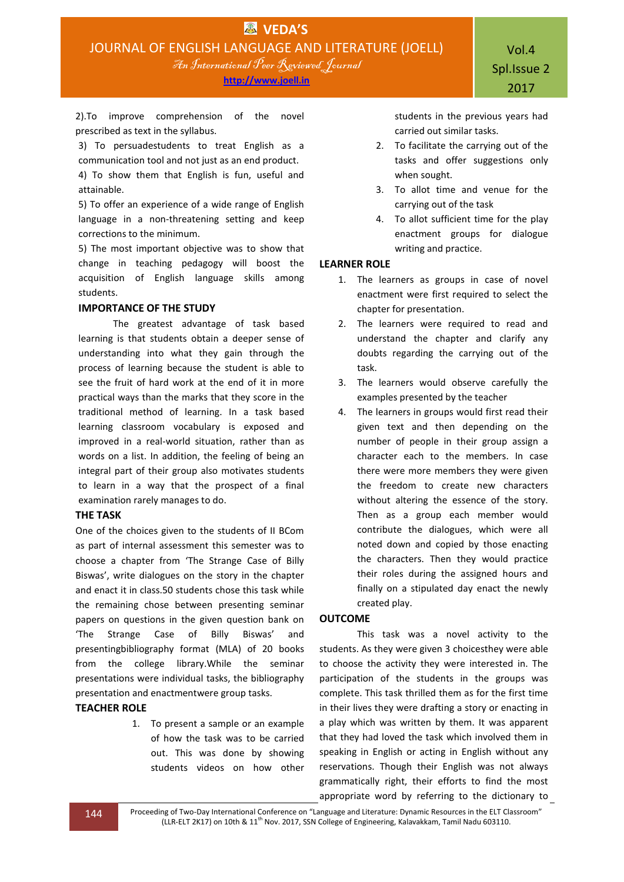2).To improve comprehension of the novel prescribed as text in the syllabus.

3) To persuadestudents to treat English as a communication tool and not just as an end product.

4) To show them that English is fun, useful and attainable.

5) To offer an experience of a wide range of English language in a non-threatening setting and keep corrections to the minimum.

5) The most important objective was to show that change in teaching pedagogy will boost the acquisition of English language skills among students.

## IMPORTANCE OF THE STUDY

The greatest advantage of task based learning is that students obtain a deeper sense of understanding into what they gain through the process of learning because the student is able to see the fruit of hard work at the end of it in more practical ways than the marks that they score in the traditional method of learning. In a task based learning classroom vocabulary is exposed and improved in a real-world situation, rather than as words on a list. In addition, the feeling of being an integral part of their group also motivates students to learn in a way that the prospect of a final examination rarely manages to do.

## THE TASK

One of the choices given to the students of II BCom as part of internal assessment this semester was to choose a chapter from 'The Strange Case of Billy Biswas', write dialogues on the story in the chapter and enact it in class.50 students chose this task while the remaining chose between presenting seminar papers on questions in the given question bank on 'The Strange Case of Billy Biswas' and presentingbibliography format (MLA) of 20 books from the college library.While the seminar presentations were individual tasks, the bibliography presentation and enactmentwere group tasks.

## TEACHER ROLE

1. To present a sample or an example of how the task was to be carried out. This was done by showing students videos on how other students in the previous years had carried out similar tasks.
2. To facilitate the carrying out of the tasks and offer suggestions only when sought.
3. To allot time and venue for the carrying out of the task
4. To allot sufficient time for the play enactment groups for dialogue writing and practice.

## LEARNER ROLE

1. The learners as groups in case of novel enactment were first required to select the chapter for presentation.
2. The learners were required to read and understand the chapter and clarify any doubts regarding the carrying out of the task.
3. The learners would observe carefully the examples presented by the teacher
4. The learners in groups would first read their given text and then depending on the number of people in their group assign a character each to the members. In case there were more members they were given the freedom to create new characters without altering the essence of the story. Then as a group each member would contribute the dialogues, which were all noted down and copied by those enacting the characters. Then they would practice their roles during the assigned hours and finally on a stipulated day enact the newly created play.

## OUTCOME

This task was a novel activity to the students. As they were given 3 choicesthey were able to choose the activity they were interested in. The participation of the students in the groups was complete. This task thrilled them as for the first time in their lives they were drafting a story or enacting in a play which was written by them. It was apparent that they had loved the task which involved them in speaking in English or acting in English without any reservations. Though their English was not always grammatically right, their efforts to find the most appropriate word by referring to the dictionary to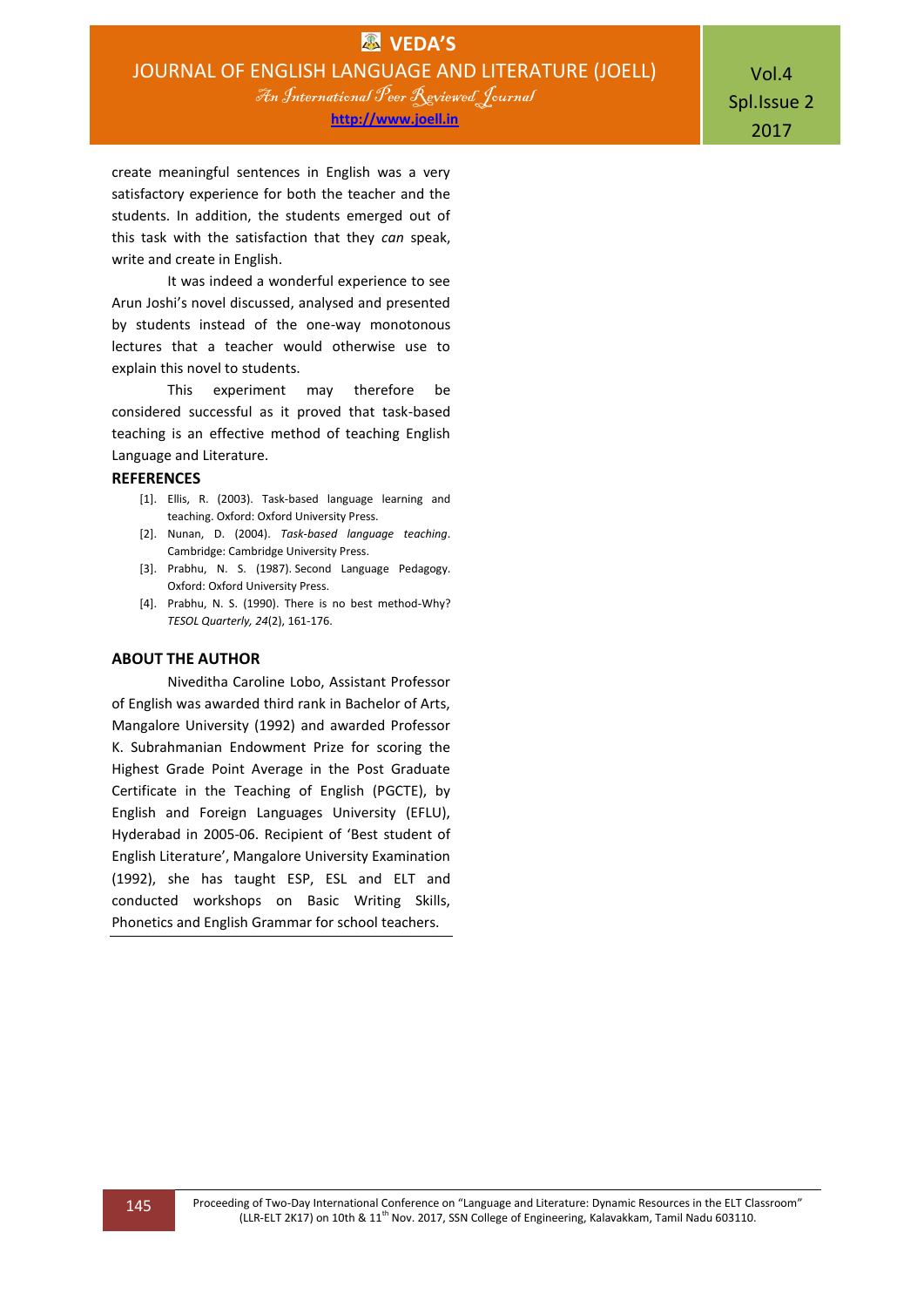create meaningful sentences in English was a very satisfactory experience for both the teacher and the students. In addition, the students emerged out of this task with the satisfaction that they *can* speak, write and create in English.

It was indeed a wonderful experience to see Arun Joshi's novel discussed, analysed and presented by students instead of the one-way monotonous lectures that a teacher would otherwise use to explain this novel to students.

This experiment may therefore be considered successful as it proved that task-based teaching is an effective method of teaching English Language and Literature.

## REFERENCES

[1]. Ellis, R. (2003). Task-based language learning and teaching. Oxford: Oxford University Press.

[2]. Nunan, D. (2004). *Task-based language teaching*. Cambridge: Cambridge University Press.

[3]. Prabhu, N. S. (1987). Second Language Pedagogy. Oxford: Oxford University Press.

[4]. Prabhu, N. S. (1990). There is no best method-Why? *TESOL Quarterly, 24*(2), 161-176.

## ABOUT THE AUTHOR

Niveditha Caroline Lobo, Assistant Professor of English was awarded third rank in Bachelor of Arts, Mangalore University (1992) and awarded Professor K. Subrahmanian Endowment Prize for scoring the Highest Grade Point Average in the Post Graduate Certificate in the Teaching of English (PGCTE), by English and Foreign Languages University (EFLU), Hyderabad in 2005-06. Recipient of 'Best student of English Literature', Mangalore University Examination (1992), she has taught ESP, ESL and ELT and conducted workshops on Basic Writing Skills, Phonetics and English Grammar for school teachers.